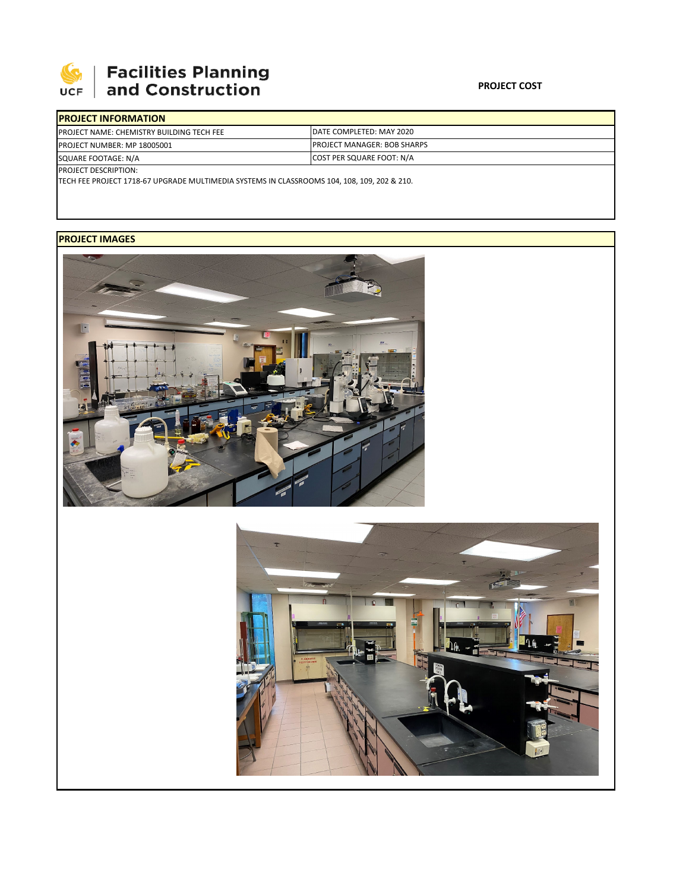**Facilities Planning and Construction**

**PROJECT COST**

| **PROJECT INFORMATION** | |
|---|---|
| PROJECT NAME: CHEMISTRY BUILDING TECH FEE | DATE COMPLETED: MAY 2020 |
| PROJECT NUMBER: MP 18005001 | PROJECT MANAGER: BOB SHARPS |
| SQUARE FOOTAGE: N/A | COST PER SQUARE FOOT: N/A |

PROJECT DESCRIPTION:
TECH FEE PROJECT 1718-67 UPGRADE MULTIMEDIA SYSTEMS IN CLASSROOMS 104, 108, 109, 202 & 210.

**PROJECT IMAGES**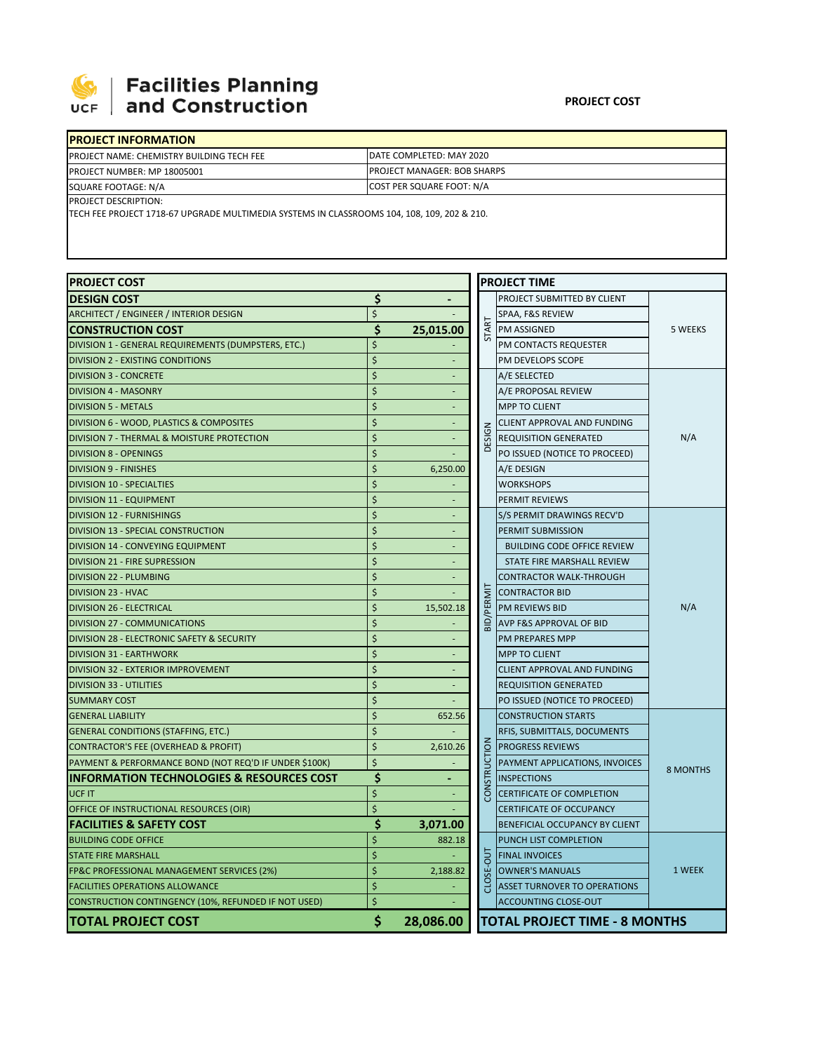Facilities Planning and Construction

**PROJECT COST**

| PROJECT INFORMATION | |
|---|---|
| PROJECT NAME: CHEMISTRY BUILDING TECH FEE | DATE COMPLETED: MAY 2020 |
| PROJECT NUMBER: MP 18005001 | PROJECT MANAGER: BOB SHARPS |
| SQUARE FOOTAGE: N/A | COST PER SQUARE FOOT: N/A |

PROJECT DESCRIPTION:
TECH FEE PROJECT 1718-67 UPGRADE MULTIMEDIA SYSTEMS IN CLASSROOMS 104, 108, 109, 202 & 210.

| PROJECT COST | | |
|---|---|---|
| **DESIGN COST** | **$** | **-** |
| ARCHITECT / ENGINEER / INTERIOR DESIGN | $ | - |
| **CONSTRUCTION COST** | **$** | **25,015.00** |
| DIVISION 1 - GENERAL REQUIREMENTS (DUMPSTERS, ETC.) | $ | - |
| DIVISION 2 - EXISTING CONDITIONS | $ | - |
| DIVISION 3 - CONCRETE | $ | - |
| DIVISION 4 - MASONRY | $ | - |
| DIVISION 5 - METALS | $ | - |
| DIVISION 6 - WOOD, PLASTICS & COMPOSITES | $ | - |
| DIVISION 7 - THERMAL & MOISTURE PROTECTION | $ | - |
| DIVISION 8 - OPENINGS | $ | - |
| DIVISION 9 - FINISHES | $ | 6,250.00 |
| DIVISION 10 - SPECIALTIES | $ | - |
| DIVISION 11 - EQUIPMENT | $ | - |
| DIVISION 12 - FURNISHINGS | $ | - |
| DIVISION 13 - SPECIAL CONSTRUCTION | $ | - |
| DIVISION 14 - CONVEYING EQUIPMENT | $ | - |
| DIVISION 21 - FIRE SUPRESSION | $ | - |
| DIVISION 22 - PLUMBING | $ | - |
| DIVISION 23 - HVAC | $ | - |
| DIVISION 26 - ELECTRICAL | $ | 15,502.18 |
| DIVISION 27 - COMMUNICATIONS | $ | - |
| DIVISION 28 - ELECTRONIC SAFETY & SECURITY | $ | - |
| DIVISION 31 - EARTHWORK | $ | - |
| DIVISION 32 - EXTERIOR IMPROVEMENT | $ | - |
| DIVISION 33 - UTILITIES | $ | - |
| SUMMARY COST | $ | - |
| GENERAL LIABILITY | $ | 652.56 |
| GENERAL CONDITIONS (STAFFING, ETC.) | $ | - |
| CONTRACTOR'S FEE (OVERHEAD & PROFIT) | $ | 2,610.26 |
| PAYMENT & PERFORMANCE BOND (NOT REQ'D IF UNDER $100K) | $ | - |
| **INFORMATION TECHNOLOGIES & RESOURCES COST** | **$** | **-** |
| UCF IT | $ | - |
| OFFICE OF INSTRUCTIONAL RESOURCES (OIR) | $ | - |
| **FACILITIES & SAFETY COST** | **$** | **3,071.00** |
| BUILDING CODE OFFICE | $ | 882.18 |
| STATE FIRE MARSHALL | $ | - |
| FP&C PROFESSIONAL MANAGEMENT SERVICES (2%) | $ | 2,188.82 |
| FACILITIES OPERATIONS ALLOWANCE | $ | - |
| CONSTRUCTION CONTINGENCY (10%, REFUNDED IF NOT USED) | $ | - |
| **TOTAL PROJECT COST** | **$** | **28,086.00** |

| PROJECT TIME | | |
|---|---|---|
| START | PROJECT SUBMITTED BY CLIENT | 5 WEEKS |
| | SPAA, F&S REVIEW | |
| | PM ASSIGNED | |
| | PM CONTACTS REQUESTER | |
| | PM DEVELOPS SCOPE | |
| DESIGN | A/E SELECTED | N/A |
| | A/E PROPOSAL REVIEW | |
| | MPP TO CLIENT | |
| | CLIENT APPROVAL AND FUNDING | |
| | REQUISITION GENERATED | |
| | PO ISSUED (NOTICE TO PROCEED) | |
| | A/E DESIGN | |
| | WORKSHOPS | |
| | PERMIT REVIEWS | |
| BID/PERMIT | S/S PERMIT DRAWINGS RECV'D | N/A |
| | PERMIT SUBMISSION | |
| | BUILDING CODE OFFICE REVIEW | |
| | STATE FIRE MARSHALL REVIEW | |
| | CONTRACTOR WALK-THROUGH | |
| | CONTRACTOR BID | |
| | PM REVIEWS BID | |
| | AVP F&S APPROVAL OF BID | |
| | PM PREPARES MPP | |
| | MPP TO CLIENT | |
| | CLIENT APPROVAL AND FUNDING | |
| | REQUISITION GENERATED | |
| | PO ISSUED (NOTICE TO PROCEED) | |
| CONSTRUCTION | CONSTRUCTION STARTS | 8 MONTHS |
| | RFIS, SUBMITTALS, DOCUMENTS | |
| | PROGRESS REVIEWS | |
| | PAYMENT APPLICATIONS, INVOICES | |
| | INSPECTIONS | |
| | CERTIFICATE OF COMPLETION | |
| | CERTIFICATE OF OCCUPANCY | |
| | BENEFICIAL OCCUPANCY BY CLIENT | |
| CLOSE-OUT | PUNCH LIST COMPLETION | 1 WEEK |
| | FINAL INVOICES | |
| | OWNER'S MANUALS | |
| | ASSET TURNOVER TO OPERATIONS | |
| | ACCOUNTING CLOSE-OUT | |
| **TOTAL PROJECT TIME - 8 MONTHS** | | |